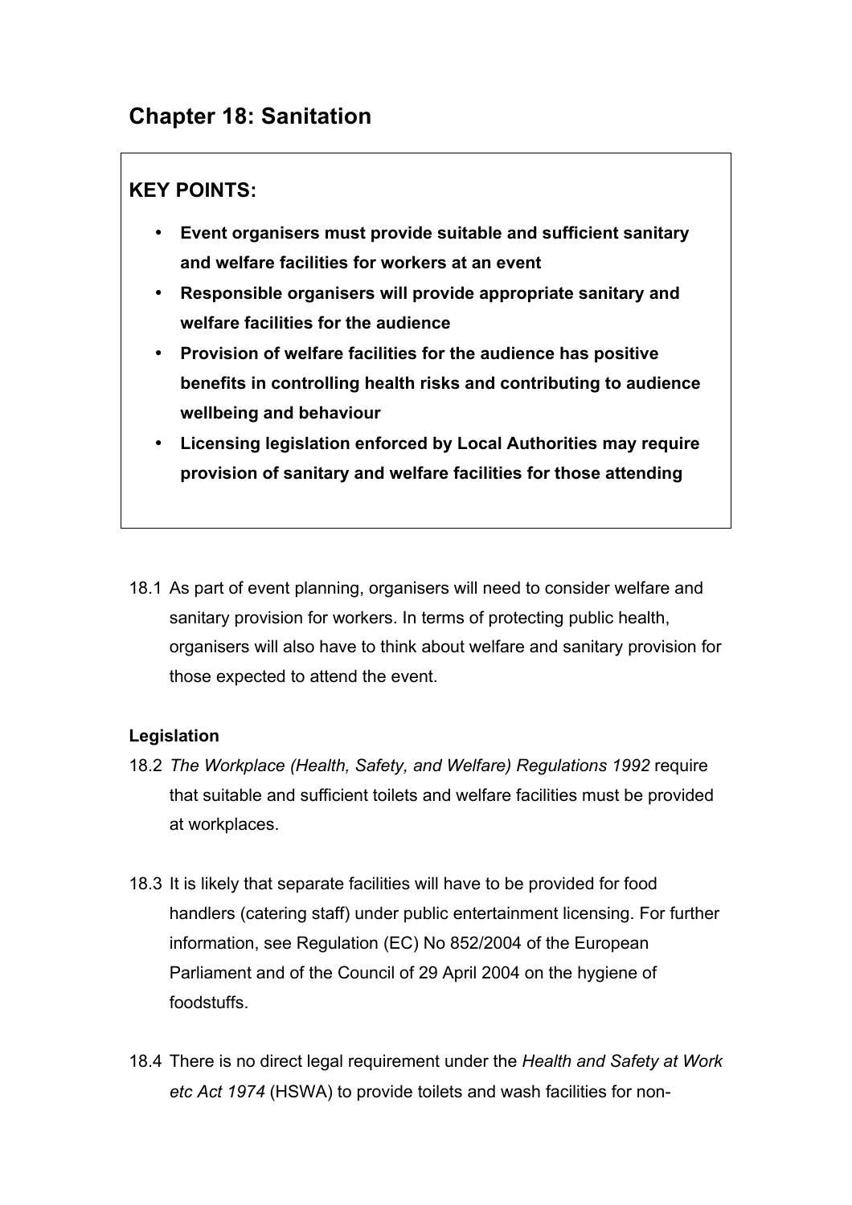# Chapter 18: Sanitation

> **KEY POINTS:**
>
> - **Event organisers must provide suitable and sufficient sanitary and welfare facilities for workers at an event**
> - **Responsible organisers will provide appropriate sanitary and welfare facilities for the audience**
> - **Provision of welfare facilities for the audience has positive benefits in controlling health risks and contributing to audience wellbeing and behaviour**
> - **Licensing legislation enforced by Local Authorities may require provision of sanitary and welfare facilities for those attending**

18.1 As part of event planning, organisers will need to consider welfare and sanitary provision for workers. In terms of protecting public health, organisers will also have to think about welfare and sanitary provision for those expected to attend the event.

**Legislation**

18.2 *The Workplace (Health, Safety, and Welfare) Regulations 1992* require that suitable and sufficient toilets and welfare facilities must be provided at workplaces.

18.3 It is likely that separate facilities will have to be provided for food handlers (catering staff) under public entertainment licensing. For further information, see Regulation (EC) No 852/2004 of the European Parliament and of the Council of 29 April 2004 on the hygiene of foodstuffs.

18.4 There is no direct legal requirement under the *Health and Safety at Work etc Act 1974* (HSWA) to provide toilets and wash facilities for non-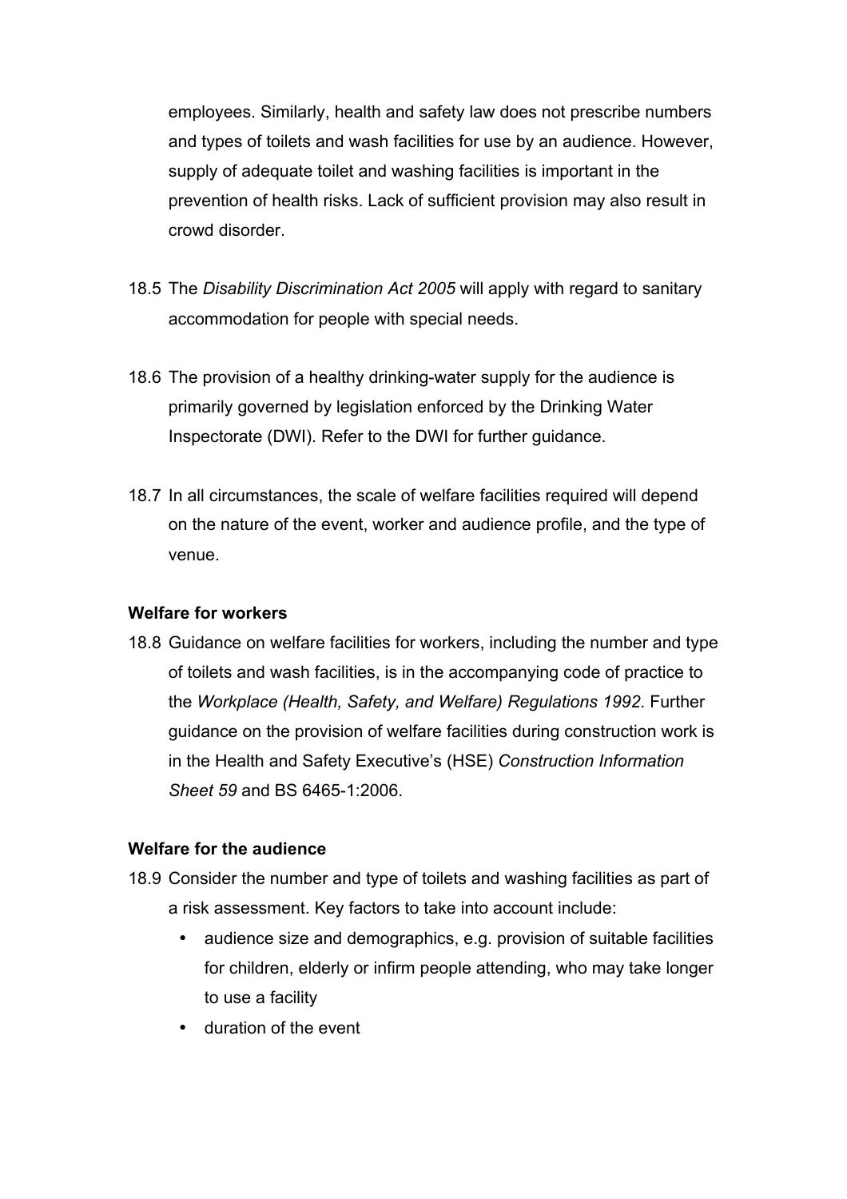employees. Similarly, health and safety law does not prescribe numbers and types of toilets and wash facilities for use by an audience. However, supply of adequate toilet and washing facilities is important in the prevention of health risks. Lack of sufficient provision may also result in crowd disorder.

18.5 The *Disability Discrimination Act 2005* will apply with regard to sanitary accommodation for people with special needs.

18.6 The provision of a healthy drinking-water supply for the audience is primarily governed by legislation enforced by the Drinking Water Inspectorate (DWI). Refer to the DWI for further guidance.

18.7 In all circumstances, the scale of welfare facilities required will depend on the nature of the event, worker and audience profile, and the type of venue.

**Welfare for workers**

18.8 Guidance on welfare facilities for workers, including the number and type of toilets and wash facilities, is in the accompanying code of practice to the *Workplace (Health, Safety, and Welfare) Regulations 1992*. Further guidance on the provision of welfare facilities during construction work is in the Health and Safety Executive's (HSE) *Construction Information Sheet 59* and BS 6465-1:2006.

**Welfare for the audience**

18.9 Consider the number and type of toilets and washing facilities as part of a risk assessment. Key factors to take into account include:

- audience size and demographics, e.g. provision of suitable facilities for children, elderly or infirm people attending, who may take longer to use a facility
- duration of the event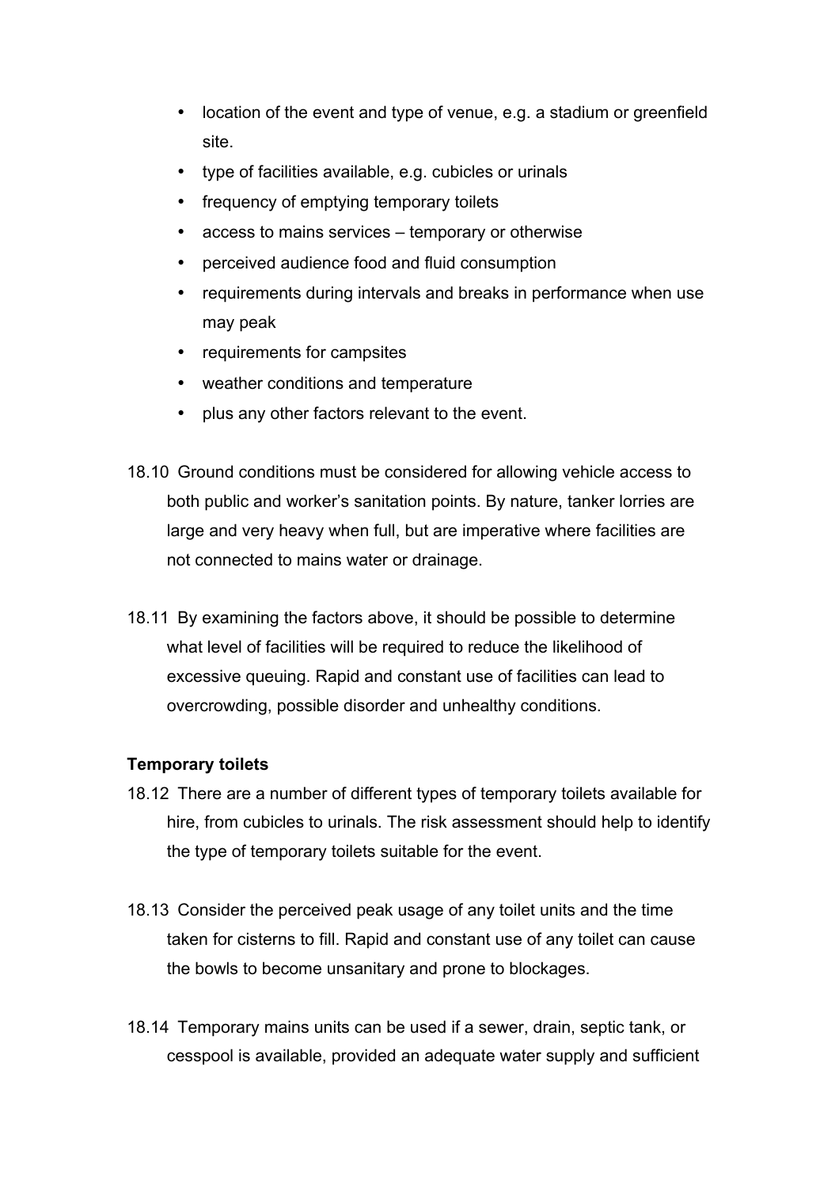- location of the event and type of venue, e.g. a stadium or greenfield site.
- type of facilities available, e.g. cubicles or urinals
- frequency of emptying temporary toilets
- access to mains services – temporary or otherwise
- perceived audience food and fluid consumption
- requirements during intervals and breaks in performance when use may peak
- requirements for campsites
- weather conditions and temperature
- plus any other factors relevant to the event.

18.10 Ground conditions must be considered for allowing vehicle access to both public and worker's sanitation points. By nature, tanker lorries are large and very heavy when full, but are imperative where facilities are not connected to mains water or drainage.

18.11 By examining the factors above, it should be possible to determine what level of facilities will be required to reduce the likelihood of excessive queuing. Rapid and constant use of facilities can lead to overcrowding, possible disorder and unhealthy conditions.

**Temporary toilets**

18.12 There are a number of different types of temporary toilets available for hire, from cubicles to urinals. The risk assessment should help to identify the type of temporary toilets suitable for the event.

18.13 Consider the perceived peak usage of any toilet units and the time taken for cisterns to fill. Rapid and constant use of any toilet can cause the bowls to become unsanitary and prone to blockages.

18.14 Temporary mains units can be used if a sewer, drain, septic tank, or cesspool is available, provided an adequate water supply and sufficient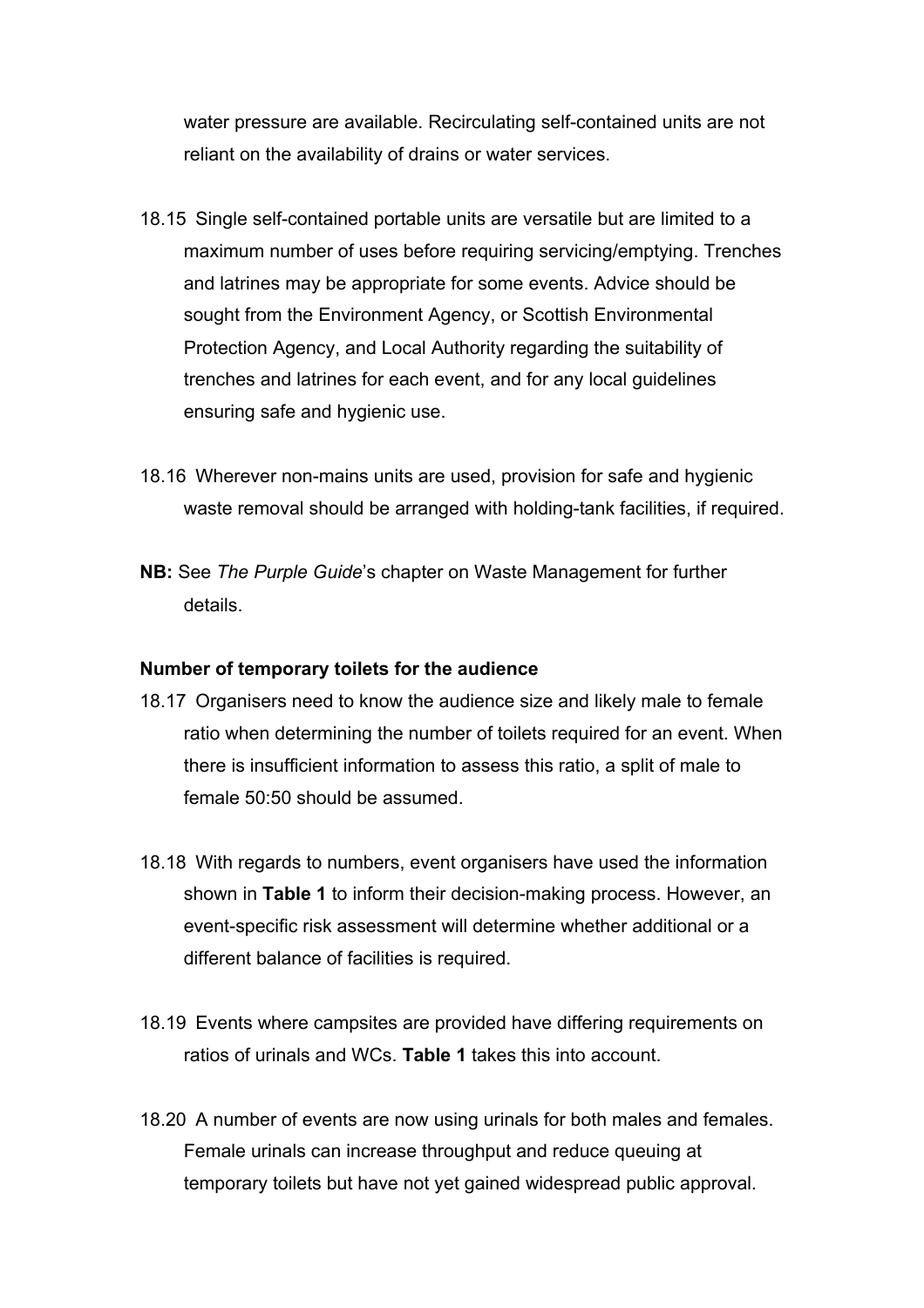water pressure are available. Recirculating self-contained units are not reliant on the availability of drains or water services.

18.15 Single self-contained portable units are versatile but are limited to a maximum number of uses before requiring servicing/emptying. Trenches and latrines may be appropriate for some events. Advice should be sought from the Environment Agency, or Scottish Environmental Protection Agency, and Local Authority regarding the suitability of trenches and latrines for each event, and for any local guidelines ensuring safe and hygienic use.

18.16 Wherever non-mains units are used, provision for safe and hygienic waste removal should be arranged with holding-tank facilities, if required.

**NB:** See *The Purple Guide*'s chapter on Waste Management for further details.

**Number of temporary toilets for the audience**

18.17 Organisers need to know the audience size and likely male to female ratio when determining the number of toilets required for an event. When there is insufficient information to assess this ratio, a split of male to female 50:50 should be assumed.

18.18 With regards to numbers, event organisers have used the information shown in **Table 1** to inform their decision-making process. However, an event-specific risk assessment will determine whether additional or a different balance of facilities is required.

18.19 Events where campsites are provided have differing requirements on ratios of urinals and WCs. **Table 1** takes this into account.

18.20 A number of events are now using urinals for both males and females. Female urinals can increase throughput and reduce queuing at temporary toilets but have not yet gained widespread public approval.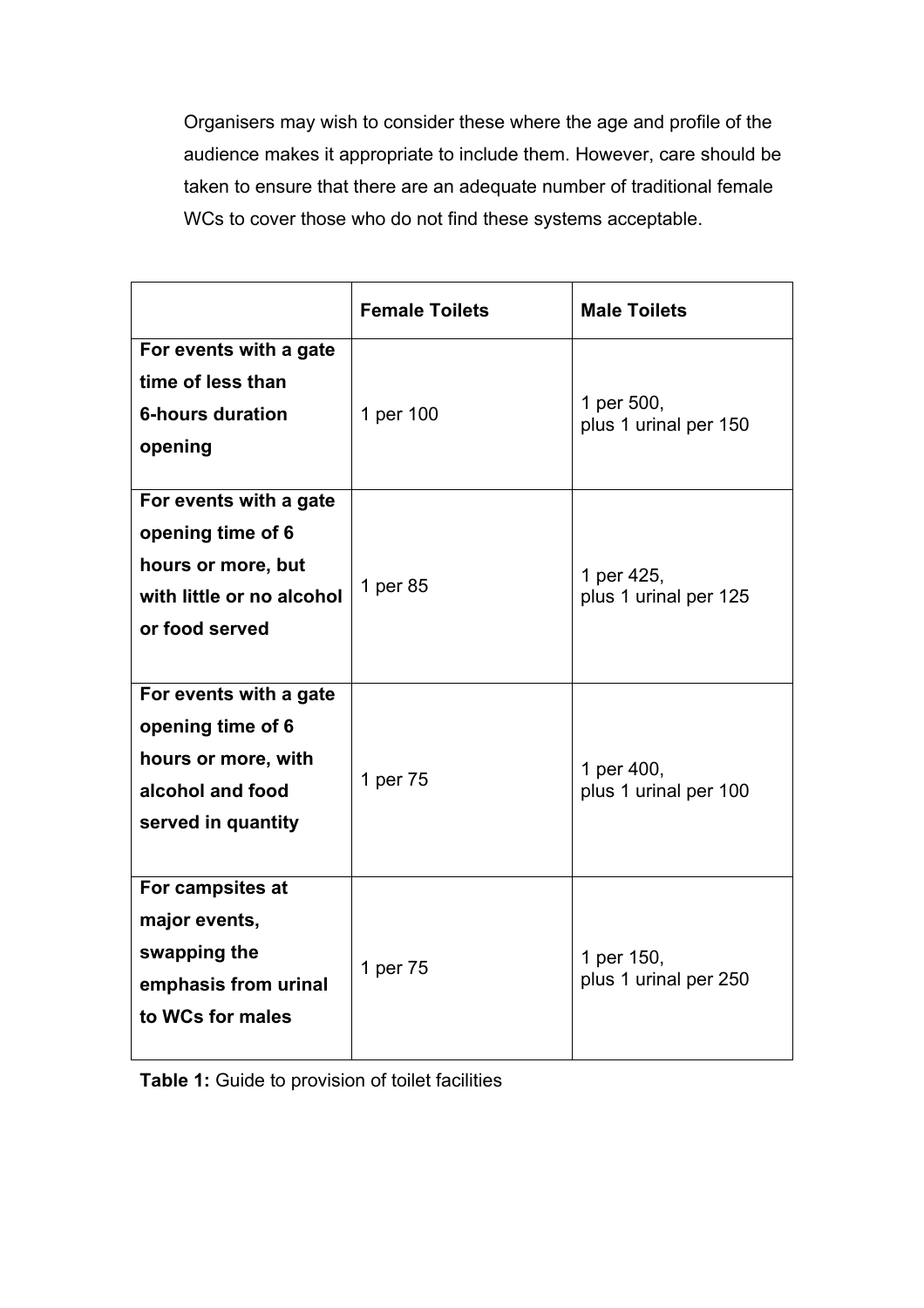Organisers may wish to consider these where the age and profile of the audience makes it appropriate to include them. However, care should be taken to ensure that there are an adequate number of traditional female WCs to cover those who do not find these systems acceptable.

| | **Female Toilets** | **Male Toilets** |
|---|---|---|
| **For events with a gate time of less than 6-hours duration opening** | 1 per 100 | 1 per 500, plus 1 urinal per 150 |
| **For events with a gate opening time of 6 hours or more, but with little or no alcohol or food served** | 1 per 85 | 1 per 425, plus 1 urinal per 125 |
| **For events with a gate opening time of 6 hours or more, with alcohol and food served in quantity** | 1 per 75 | 1 per 400, plus 1 urinal per 100 |
| **For campsites at major events, swapping the emphasis from urinal to WCs for males** | 1 per 75 | 1 per 150, plus 1 urinal per 250 |

**Table 1:** Guide to provision of toilet facilities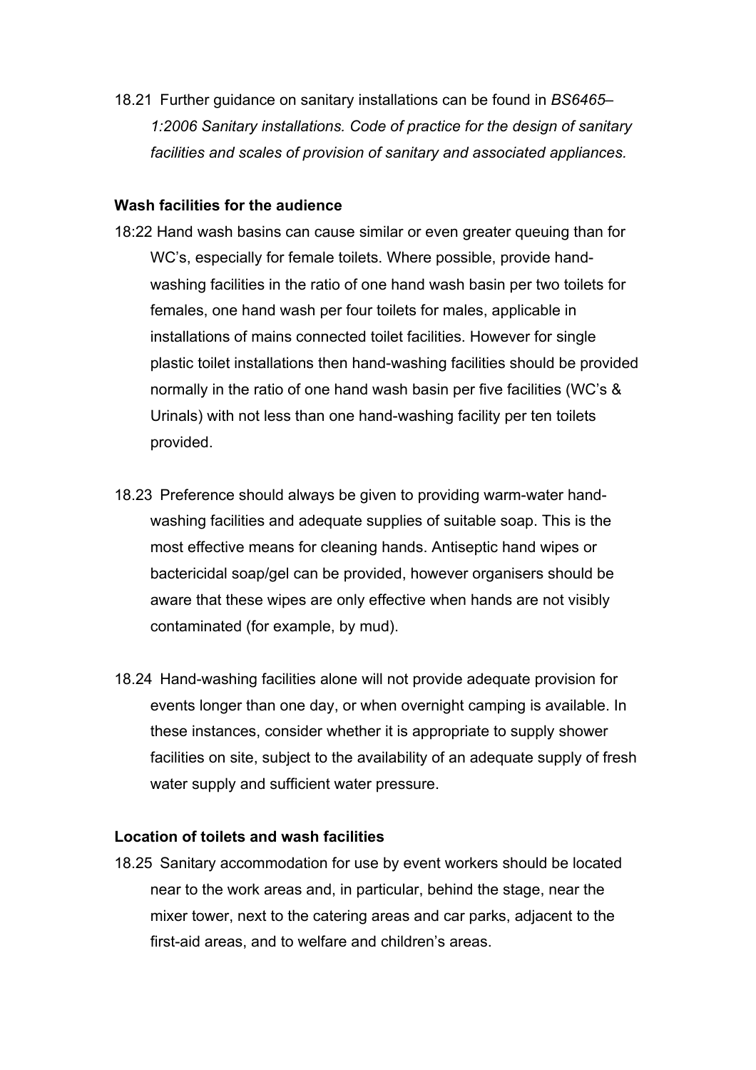18.21 Further guidance on sanitary installations can be found in *BS6465–1:2006 Sanitary installations. Code of practice for the design of sanitary facilities and scales of provision of sanitary and associated appliances.*

**Wash facilities for the audience**

18:22 Hand wash basins can cause similar or even greater queuing than for WC's, especially for female toilets. Where possible, provide hand-washing facilities in the ratio of one hand wash basin per two toilets for females, one hand wash per four toilets for males, applicable in installations of mains connected toilet facilities. However for single plastic toilet installations then hand-washing facilities should be provided normally in the ratio of one hand wash basin per five facilities (WC's & Urinals) with not less than one hand-washing facility per ten toilets provided.

18.23 Preference should always be given to providing warm-water hand-washing facilities and adequate supplies of suitable soap. This is the most effective means for cleaning hands. Antiseptic hand wipes or bactericidal soap/gel can be provided, however organisers should be aware that these wipes are only effective when hands are not visibly contaminated (for example, by mud).

18.24 Hand-washing facilities alone will not provide adequate provision for events longer than one day, or when overnight camping is available. In these instances, consider whether it is appropriate to supply shower facilities on site, subject to the availability of an adequate supply of fresh water supply and sufficient water pressure.

**Location of toilets and wash facilities**

18.25 Sanitary accommodation for use by event workers should be located near to the work areas and, in particular, behind the stage, near the mixer tower, next to the catering areas and car parks, adjacent to the first-aid areas, and to welfare and children's areas.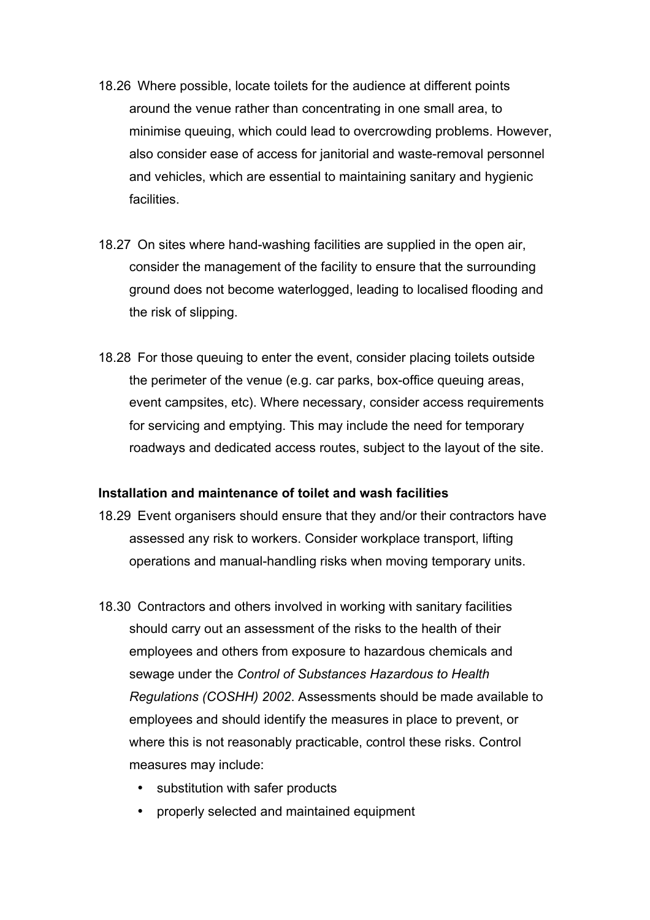18.26 Where possible, locate toilets for the audience at different points around the venue rather than concentrating in one small area, to minimise queuing, which could lead to overcrowding problems. However, also consider ease of access for janitorial and waste-removal personnel and vehicles, which are essential to maintaining sanitary and hygienic facilities.

18.27 On sites where hand-washing facilities are supplied in the open air, consider the management of the facility to ensure that the surrounding ground does not become waterlogged, leading to localised flooding and the risk of slipping.

18.28 For those queuing to enter the event, consider placing toilets outside the perimeter of the venue (e.g. car parks, box-office queuing areas, event campsites, etc). Where necessary, consider access requirements for servicing and emptying. This may include the need for temporary roadways and dedicated access routes, subject to the layout of the site.

**Installation and maintenance of toilet and wash facilities**

18.29 Event organisers should ensure that they and/or their contractors have assessed any risk to workers. Consider workplace transport, lifting operations and manual-handling risks when moving temporary units.

18.30 Contractors and others involved in working with sanitary facilities should carry out an assessment of the risks to the health of their employees and others from exposure to hazardous chemicals and sewage under the *Control of Substances Hazardous to Health Regulations (COSHH) 2002*. Assessments should be made available to employees and should identify the measures in place to prevent, or where this is not reasonably practicable, control these risks. Control measures may include:

- substitution with safer products
- properly selected and maintained equipment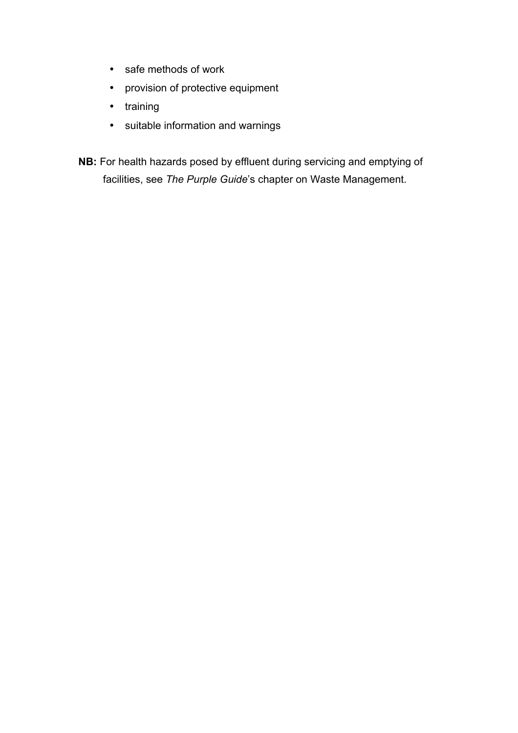- safe methods of work
- provision of protective equipment
- training
- suitable information and warnings

**NB:** For health hazards posed by effluent during servicing and emptying of facilities, see *The Purple Guide*'s chapter on Waste Management.